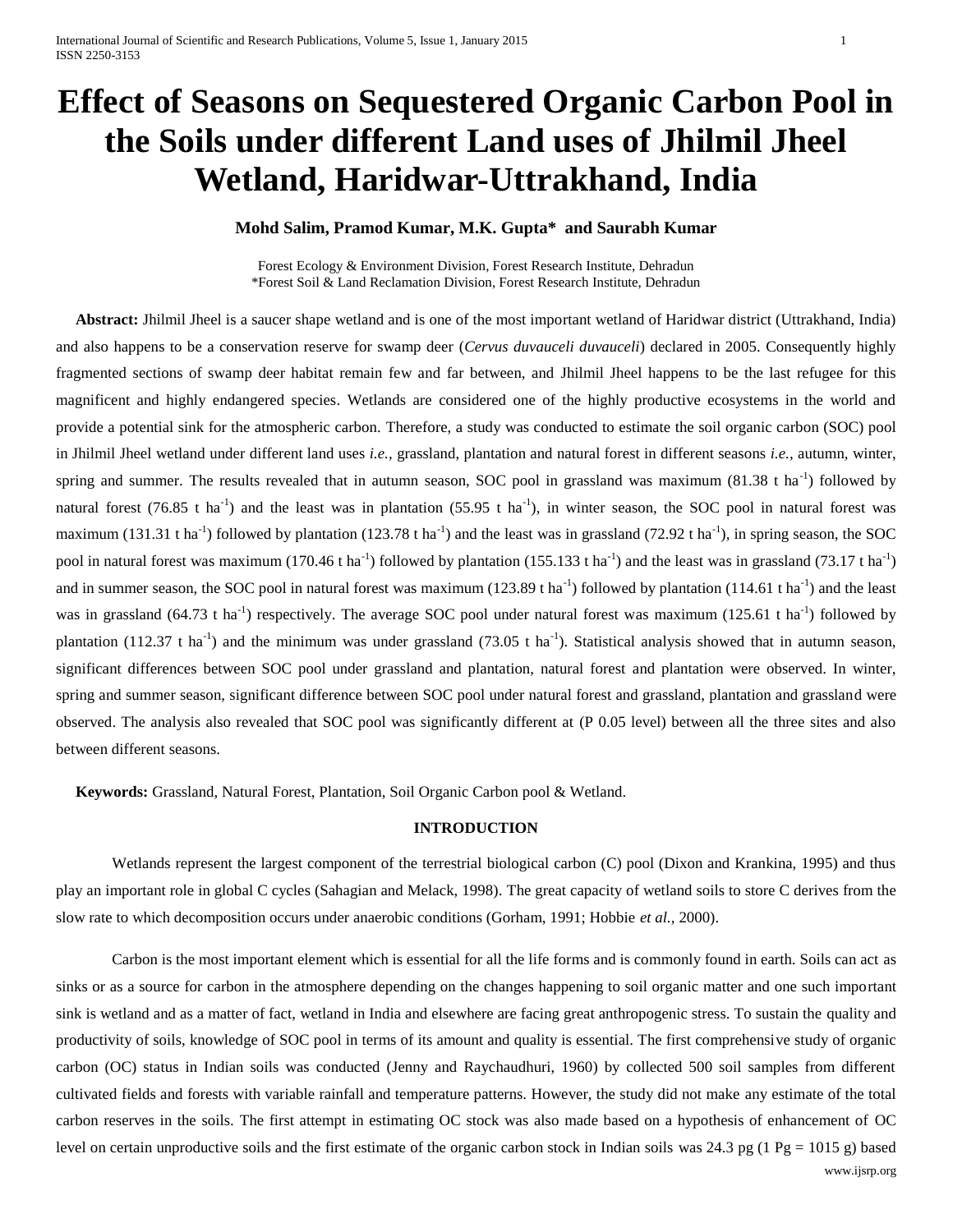# Effect of Seasons on Sequestered Organic Carbon Pool in the Soils under different Land uses of Jhilmil Jheel Wetland, Haridwar-Uttrakhand, India

**Mohd Salim, Pramod Kumar, M.K. Gupta* and Saurabh Kumar**

Forest Ecology & Environment Division, Forest Research Institute, Dehradun
*Forest Soil & Land Reclamation Division, Forest Research Institute, Dehradun

**Abstract:** Jhilmil Jheel is a saucer shape wetland and is one of the most important wetland of Haridwar district (Uttrakhand, India) and also happens to be a conservation reserve for swamp deer (*Cervus duvauceli duvauceli*) declared in 2005. Consequently highly fragmented sections of swamp deer habitat remain few and far between, and Jhilmil Jheel happens to be the last refugee for this magnificent and highly endangered species. Wetlands are considered one of the highly productive ecosystems in the world and provide a potential sink for the atmospheric carbon. Therefore, a study was conducted to estimate the soil organic carbon (SOC) pool in Jhilmil Jheel wetland under different land uses *i.e.,* grassland, plantation and natural forest in different seasons *i.e.,* autumn, winter, spring and summer. The results revealed that in autumn season, SOC pool in grassland was maximum (81.38 t $ha^{-1}$) followed by natural forest (76.85 t $ha^{-1}$) and the least was in plantation (55.95 t $ha^{-1}$), in winter season, the SOC pool in natural forest was maximum (131.31 t $ha^{-1}$) followed by plantation (123.78 t $ha^{-1}$) and the least was in grassland (72.92 t $ha^{-1}$), in spring season, the SOC pool in natural forest was maximum (170.46 t $ha^{-1}$) followed by plantation (155.133 t $ha^{-1}$) and the least was in grassland (73.17 t $ha^{-1}$) and in summer season, the SOC pool in natural forest was maximum (123.89 t $ha^{-1}$) followed by plantation (114.61 t $ha^{-1}$) and the least was in grassland (64.73 t $ha^{-1}$) respectively. The average SOC pool under natural forest was maximum (125.61 t $ha^{-1}$) followed by plantation (112.37 t $ha^{-1}$) and the minimum was under grassland (73.05 t $ha^{-1}$). Statistical analysis showed that in autumn season, significant differences between SOC pool under grassland and plantation, natural forest and plantation were observed. In winter, spring and summer season, significant difference between SOC pool under natural forest and grassland, plantation and grassland were observed. The analysis also revealed that SOC pool was significantly different at (P 0.05 level) between all the three sites and also between different seasons.

**Keywords:** Grassland, Natural Forest, Plantation, Soil Organic Carbon pool & Wetland.

## INTRODUCTION

Wetlands represent the largest component of the terrestrial biological carbon (C) pool (Dixon and Krankina, 1995) and thus play an important role in global C cycles (Sahagian and Melack, 1998). The great capacity of wetland soils to store C derives from the slow rate to which decomposition occurs under anaerobic conditions (Gorham, 1991; Hobbie *et al.,* 2000).

Carbon is the most important element which is essential for all the life forms and is commonly found in earth. Soils can act as sinks or as a source for carbon in the atmosphere depending on the changes happening to soil organic matter and one such important sink is wetland and as a matter of fact, wetland in India and elsewhere are facing great anthropogenic stress. To sustain the quality and productivity of soils, knowledge of SOC pool in terms of its amount and quality is essential. The first comprehensive study of organic carbon (OC) status in Indian soils was conducted (Jenny and Raychaudhuri, 1960) by collected 500 soil samples from different cultivated fields and forests with variable rainfall and temperature patterns. However, the study did not make any estimate of the total carbon reserves in the soils. The first attempt in estimating OC stock was also made based on a hypothesis of enhancement of OC level on certain unproductive soils and the first estimate of the organic carbon stock in Indian soils was 24.3 pg (1 Pg = 1015 g) based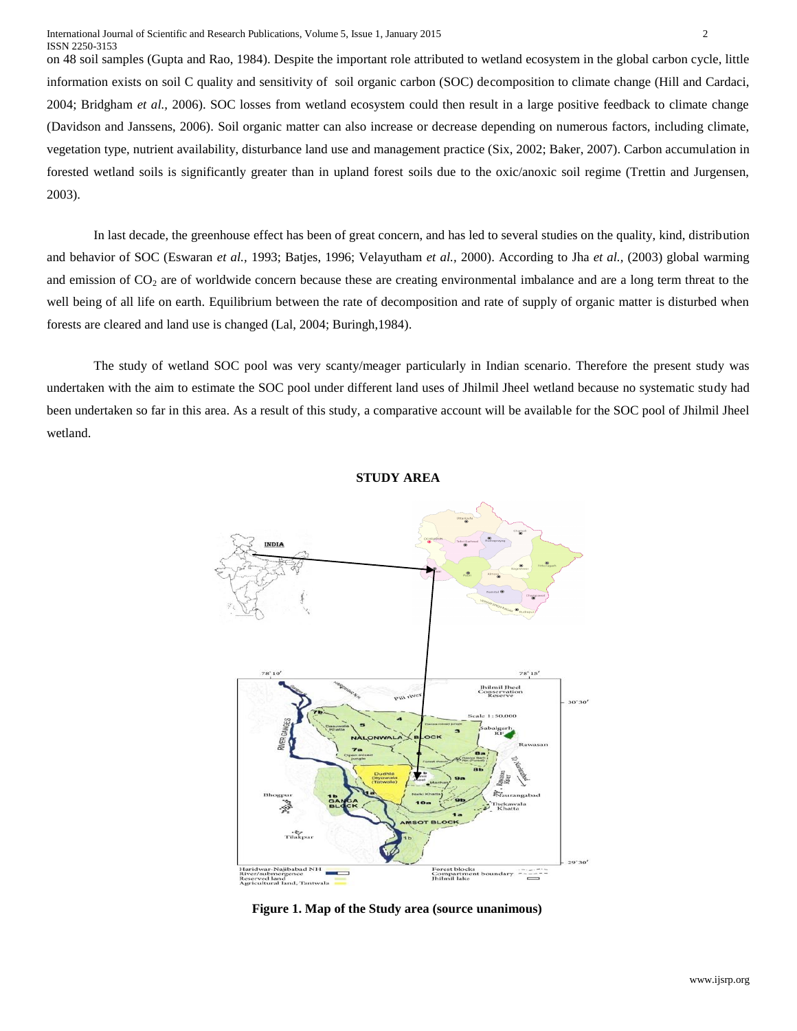on 48 soil samples (Gupta and Rao, 1984). Despite the important role attributed to wetland ecosystem in the global carbon cycle, little information exists on soil C quality and sensitivity of soil organic carbon (SOC) decomposition to climate change (Hill and Cardaci, 2004; Bridgham *et al.,* 2006). SOC losses from wetland ecosystem could then result in a large positive feedback to climate change (Davidson and Janssens, 2006). Soil organic matter can also increase or decrease depending on numerous factors, including climate, vegetation type, nutrient availability, disturbance land use and management practice (Six, 2002; Baker, 2007). Carbon accumulation in forested wetland soils is significantly greater than in upland forest soils due to the oxic/anoxic soil regime (Trettin and Jurgensen, 2003).

In last decade, the greenhouse effect has been of great concern, and has led to several studies on the quality, kind, distribution and behavior of SOC (Eswaran *et al.,* 1993; Batjes, 1996; Velayutham *et al.,* 2000). According to Jha *et al.,* (2003) global warming and emission of $CO_2$ are of worldwide concern because these are creating environmental imbalance and are a long term threat to the well being of all life on earth. Equilibrium between the rate of decomposition and rate of supply of organic matter is disturbed when forests are cleared and land use is changed (Lal, 2004; Buringh,1984).

The study of wetland SOC pool was very scanty/meager particularly in Indian scenario. Therefore the present study was undertaken with the aim to estimate the SOC pool under different land uses of Jhilmil Jheel wetland because no systematic study had been undertaken so far in this area. As a result of this study, a comparative account will be available for the SOC pool of Jhilmil Jheel wetland.

## STUDY AREA

**Figure 1. Map of the Study area (source unanimous)**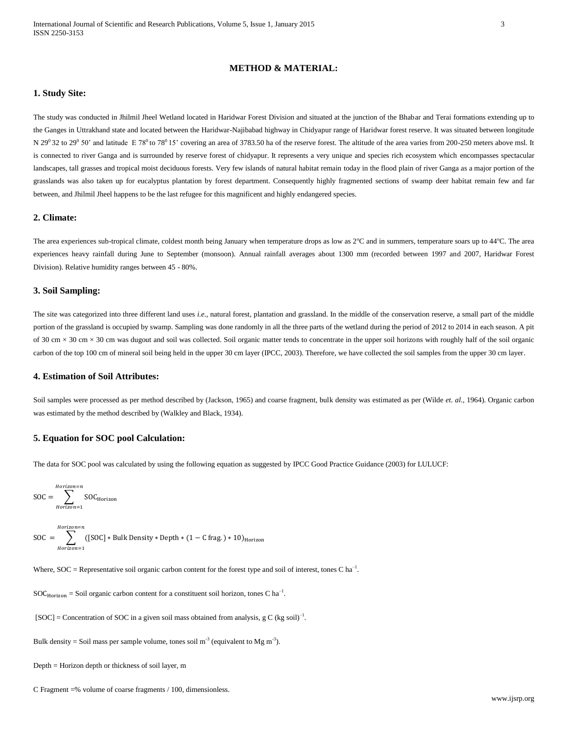## METHOD & MATERIAL:

### 1. Study Site:

The study was conducted in Jhilmil Jheel Wetland located in Haridwar Forest Division and situated at the junction of the Bhabar and Terai formations extending up to the Ganges in Uttrakhand state and located between the Haridwar-Najibabad highway in Chidyapur range of Haridwar forest reserve. It was situated between longitude N $29^0$ 32 to $29^0$ 50' and latitude E $78^0$ to $78^0$ 15' covering an area of 3783.50 ha of the reserve forest. The altitude of the area varies from 200-250 meters above msl. It is connected to river Ganga and is surrounded by reserve forest of chidyapur. It represents a very unique and species rich ecosystem which encompasses spectacular landscapes, tall grasses and tropical moist deciduous forests. Very few islands of natural habitat remain today in the flood plain of river Ganga as a major portion of the grasslands was also taken up for eucalyptus plantation by forest department. Consequently highly fragmented sections of swamp deer habitat remain few and far between, and Jhilmil Jheel happens to be the last refugee for this magnificent and highly endangered species.

### 2. Climate:

The area experiences sub-tropical climate, coldest month being January when temperature drops as low as 2°C and in summers, temperature soars up to 44°C. The area experiences heavy rainfall during June to September (monsoon). Annual rainfall averages about 1300 mm (recorded between 1997 and 2007, Haridwar Forest Division). Relative humidity ranges between 45 - 80%.

### 3. Soil Sampling:

The site was categorized into three different land uses *i.e.*, natural forest, plantation and grassland. In the middle of the conservation reserve, a small part of the middle portion of the grassland is occupied by swamp. Sampling was done randomly in all the three parts of the wetland during the period of 2012 to 2014 in each season. A pit of 30 cm × 30 cm × 30 cm was dugout and soil was collected. Soil organic matter tends to concentrate in the upper soil horizons with roughly half of the soil organic carbon of the top 100 cm of mineral soil being held in the upper 30 cm layer (IPCC, 2003). Therefore, we have collected the soil samples from the upper 30 cm layer.

### 4. Estimation of Soil Attributes:

Soil samples were processed as per method described by (Jackson, 1965) and coarse fragment, bulk density was estimated as per (Wilde *et. al.*, 1964). Organic carbon was estimated by the method described by (Walkley and Black, 1934).

### 5. Equation for SOC pool Calculation:

The data for SOC pool was calculated by using the following equation as suggested by IPCC Good Practice Guidance (2003) for LULUCF:

$$\mathrm{SOC} = \sum_{Horizon=1}^{Horizon=n} \mathrm{SOC_{Horizon}}$$

$$\mathrm{SOC} = \sum_{Horizon=1}^{Horizon=n} ([\mathrm{SOC}] * \mathrm{Bulk\ Density} * \mathrm{Depth} * (1 - \mathrm{C\ frag.}) * 10)_{\mathrm{Horizon}}$$

Where, SOC = Representative soil organic carbon content for the forest type and soil of interest, tones C $ha^{-1}$.

$\mathrm{SOC_{Horizon}}$ = Soil organic carbon content for a constituent soil horizon, tones C $ha^{-1}$.

[SOC] = Concentration of SOC in a given soil mass obtained from analysis, g C $(kg\ soil)^{-1}$.

Bulk density = Soil mass per sample volume, tones soil $m^{-3}$ (equivalent to Mg $m^{-3}$).

Depth = Horizon depth or thickness of soil layer, m

C Fragment =% volume of coarse fragments / 100, dimensionless.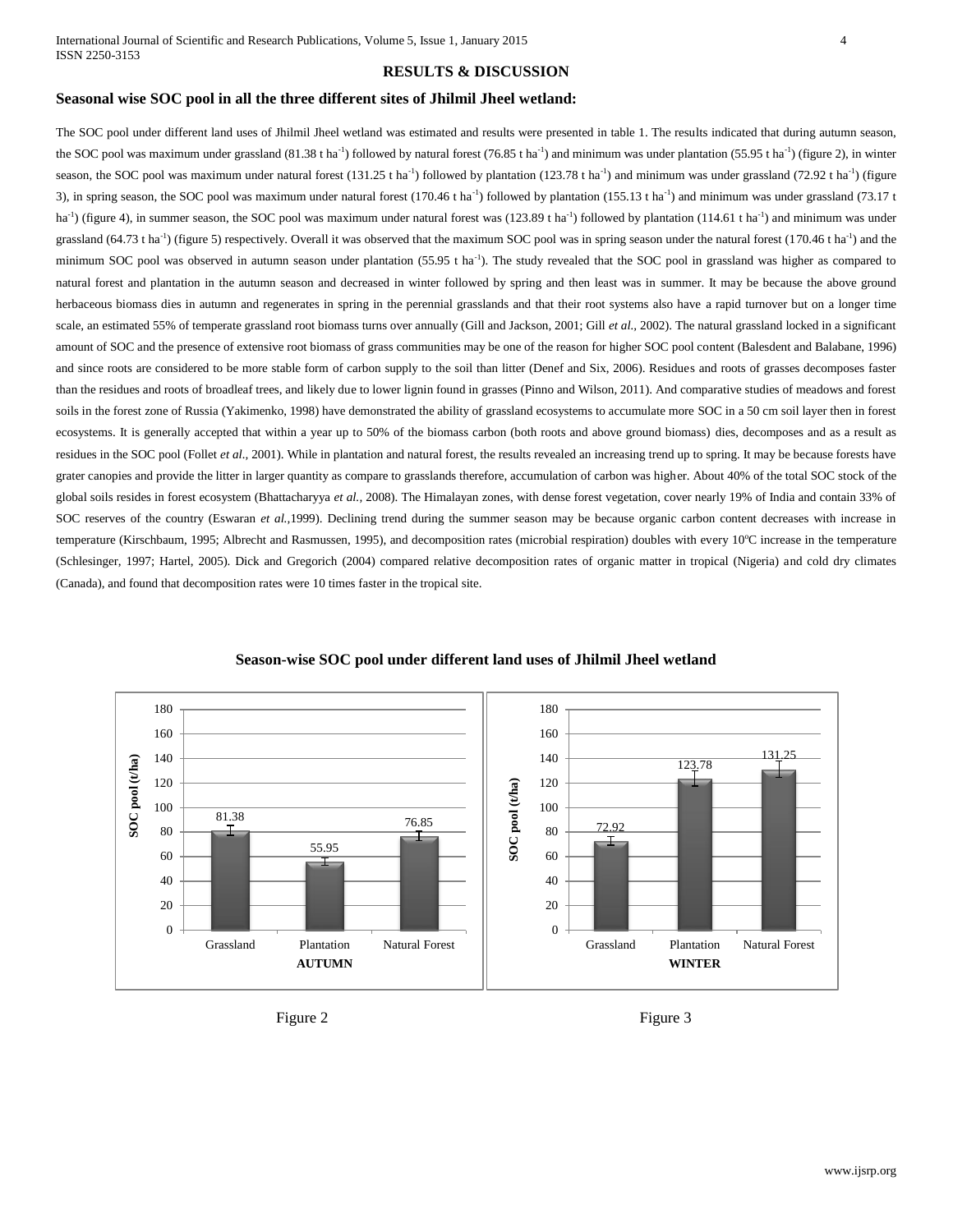## RESULTS & DISCUSSION

### Seasonal wise SOC pool in all the three different sites of Jhilmil Jheel wetland:

The SOC pool under different land uses of Jhilmil Jheel wetland was estimated and results were presented in table 1. The results indicated that during autumn season, the SOC pool was maximum under grassland (81.38 t $ha^{-1}$) followed by natural forest (76.85 t $ha^{-1}$) and minimum was under plantation (55.95 t $ha^{-1}$) (figure 2), in winter season, the SOC pool was maximum under natural forest (131.25 t $ha^{-1}$) followed by plantation (123.78 t $ha^{-1}$) and minimum was under grassland (72.92 t $ha^{-1}$) (figure 3), in spring season, the SOC pool was maximum under natural forest (170.46 t $ha^{-1}$) followed by plantation (155.13 t $ha^{-1}$) and minimum was under grassland (73.17 t $ha^{-1}$) (figure 4), in summer season, the SOC pool was maximum under natural forest was (123.89 t $ha^{-1}$) followed by plantation (114.61 t $ha^{-1}$) and minimum was under grassland (64.73 t $ha^{-1}$) (figure 5) respectively. Overall it was observed that the maximum SOC pool was in spring season under the natural forest (170.46 t $ha^{-1}$) and the minimum SOC pool was observed in autumn season under plantation (55.95 t $ha^{-1}$). The study revealed that the SOC pool in grassland was higher as compared to natural forest and plantation in the autumn season and decreased in winter followed by spring and then least was in summer. It may be because the above ground herbaceous biomass dies in autumn and regenerates in spring in the perennial grasslands and that their root systems also have a rapid turnover but on a longer time scale, an estimated 55% of temperate grassland root biomass turns over annually (Gill and Jackson, 2001; Gill *et al.,* 2002). The natural grassland locked in a significant amount of SOC and the presence of extensive root biomass of grass communities may be one of the reason for higher SOC pool content (Balesdent and Balabane, 1996) and since roots are considered to be more stable form of carbon supply to the soil than litter (Denef and Six, 2006). Residues and roots of grasses decomposes faster than the residues and roots of broadleaf trees, and likely due to lower lignin found in grasses (Pinno and Wilson, 2011). And comparative studies of meadows and forest soils in the forest zone of Russia (Yakimenko, 1998) have demonstrated the ability of grassland ecosystems to accumulate more SOC in a 50 cm soil layer then in forest ecosystems. It is generally accepted that within a year up to 50% of the biomass carbon (both roots and above ground biomass) dies, decomposes and as a result as residues in the SOC pool (Follet *et al.,* 2001). While in plantation and natural forest, the results revealed an increasing trend up to spring. It may be because forests have grater canopies and provide the litter in larger quantity as compare to grasslands therefore, accumulation of carbon was higher. About 40% of the total SOC stock of the global soils resides in forest ecosystem (Bhattacharyya *et al.,* 2008). The Himalayan zones, with dense forest vegetation, cover nearly 19% of India and contain 33% of SOC reserves of the country (Eswaran *et al.,*1999). Declining trend during the summer season may be because organic carbon content decreases with increase in temperature (Kirschbaum, 1995; Albrecht and Rasmussen, 1995), and decomposition rates (microbial respiration) doubles with every 10ºC increase in the temperature (Schlesinger, 1997; Hartel, 2005). Dick and Gregorich (2004) compared relative decomposition rates of organic matter in tropical (Nigeria) and cold dry climates (Canada), and found that decomposition rates were 10 times faster in the tropical site.

**Season-wise SOC pool under different land uses of Jhilmil Jheel wetland**

| Season | Grassland | Plantation | Natural Forest |
|---|---|---|---|
| AUTUMN | 81.38 | 55.95 | 76.85 |
| WINTER | 72.92 | 123.78 | 131.25 |

(SOC pool (t/ha))

Figure 2 Figure 3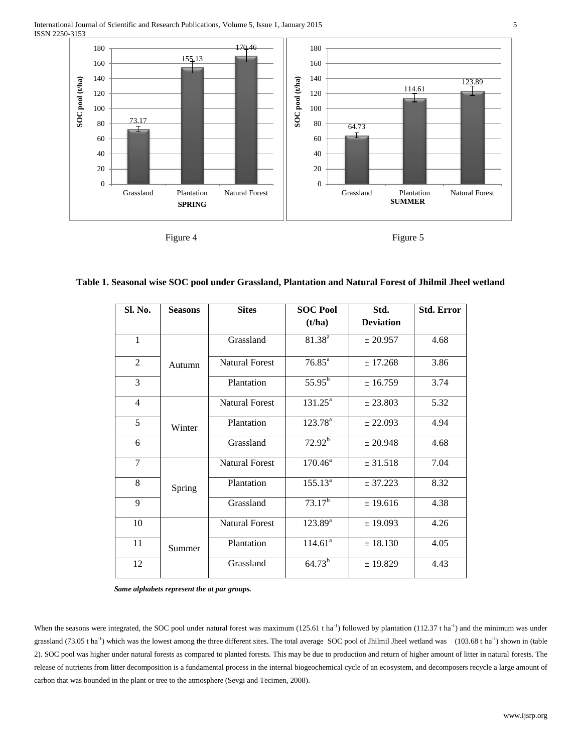Figure 4

Figure 5

**Table 1. Seasonal wise SOC pool under Grassland, Plantation and Natural Forest of Jhilmil Jheel wetland**

| Sl. No. | Seasons | Sites | SOC Pool (t/ha) | Std. Deviation | Std. Error |
|---|---|---|---|---|---|
| 1 | Autumn | Grassland | 81.38[a] | ± 20.957 | 4.68 |
| 2 | | Natural Forest | 76.85[a] | ± 17.268 | 3.86 |
| 3 | | Plantation | 55.95[b] | ± 16.759 | 3.74 |
| 4 | Winter | Natural Forest | 131.25[a] | ± 23.803 | 5.32 |
| 5 | | Plantation | 123.78[a] | ± 22.093 | 4.94 |
| 6 | | Grassland | 72.92[b] | ± 20.948 | 4.68 |
| 7 | Spring | Natural Forest | 170.46[a] | ± 31.518 | 7.04 |
| 8 | | Plantation | 155.13[a] | ± 37.223 | 8.32 |
| 9 | | Grassland | 73.17[b] | ± 19.616 | 4.38 |
| 10 | Summer | Natural Forest | 123.89[a] | ± 19.093 | 4.26 |
| 11 | | Plantation | 114.61[a] | ± 18.130 | 4.05 |
| 12 | | Grassland | 64.73[b] | ± 19.829 | 4.43 |

***Same alphabets represent the at par groups.***

When the seasons were integrated, the SOC pool under natural forest was maximum (125.61 t $ha^{-1}$) followed by plantation (112.37 t $ha^{-1}$) and the minimum was under grassland (73.05 t $ha^{-1}$) which was the lowest among the three different sites. The total average SOC pool of Jhilmil Jheel wetland was (103.68 t $ha^{-1}$) shown in (table 2). SOC pool was higher under natural forests as compared to planted forests. This may be due to production and return of higher amount of litter in natural forests. The release of nutrients from litter decomposition is a fundamental process in the internal biogeochemical cycle of an ecosystem, and decomposers recycle a large amount of carbon that was bounded in the plant or tree to the atmosphere (Sevgi and Tecimen, 2008).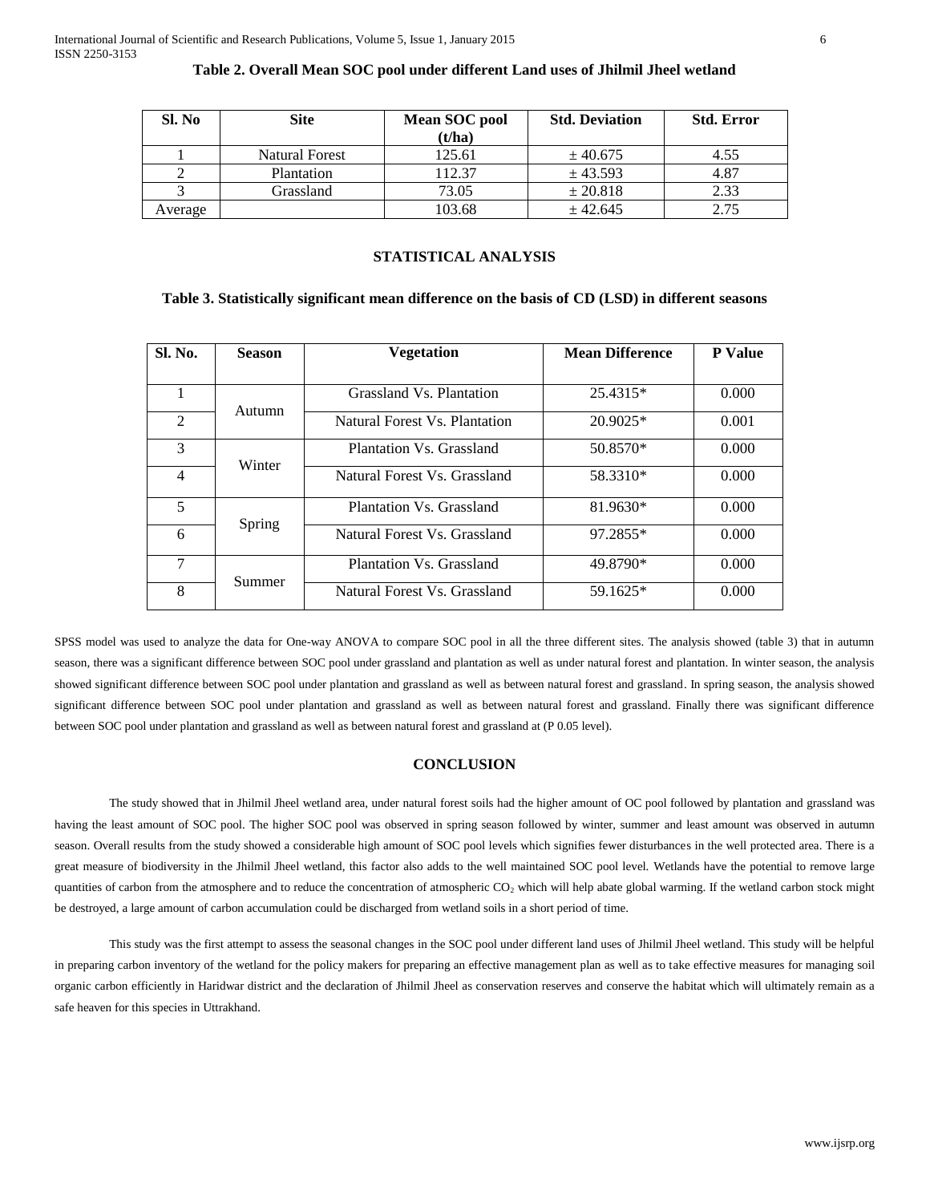**Table 2. Overall Mean SOC pool under different Land uses of Jhilmil Jheel wetland**

| Sl. No | Site | Mean SOC pool (t/ha) | Std. Deviation | Std. Error |
|---|---|---|---|---|
| 1 | Natural Forest | 125.61 | ± 40.675 | 4.55 |
| 2 | Plantation | 112.37 | ± 43.593 | 4.87 |
| 3 | Grassland | 73.05 | ± 20.818 | 2.33 |
| Average | | 103.68 | ± 42.645 | 2.75 |

## STATISTICAL ANALYSIS

**Table 3. Statistically significant mean difference on the basis of CD (LSD) in different seasons**

| Sl. No. | Season | Vegetation | Mean Difference | P Value |
|---|---|---|---|---|
| 1 | Autumn | Grassland Vs. Plantation | 25.4315* | 0.000 |
| 2 | | Natural Forest Vs. Plantation | 20.9025* | 0.001 |
| 3 | Winter | Plantation Vs. Grassland | 50.8570* | 0.000 |
| 4 | | Natural Forest Vs. Grassland | 58.3310* | 0.000 |
| 5 | Spring | Plantation Vs. Grassland | 81.9630* | 0.000 |
| 6 | | Natural Forest Vs. Grassland | 97.2855* | 0.000 |
| 7 | Summer | Plantation Vs. Grassland | 49.8790* | 0.000 |
| 8 | | Natural Forest Vs. Grassland | 59.1625* | 0.000 |

SPSS model was used to analyze the data for One-way ANOVA to compare SOC pool in all the three different sites. The analysis showed (table 3) that in autumn season, there was a significant difference between SOC pool under grassland and plantation as well as under natural forest and plantation. In winter season, the analysis showed significant difference between SOC pool under plantation and grassland as well as between natural forest and grassland. In spring season, the analysis showed significant difference between SOC pool under plantation and grassland as well as between natural forest and grassland. Finally there was significant difference between SOC pool under plantation and grassland as well as between natural forest and grassland at (P 0.05 level).

## CONCLUSION

The study showed that in Jhilmil Jheel wetland area, under natural forest soils had the higher amount of OC pool followed by plantation and grassland was having the least amount of SOC pool. The higher SOC pool was observed in spring season followed by winter, summer and least amount was observed in autumn season. Overall results from the study showed a considerable high amount of SOC pool levels which signifies fewer disturbances in the well protected area. There is a great measure of biodiversity in the Jhilmil Jheel wetland, this factor also adds to the well maintained SOC pool level. Wetlands have the potential to remove large quantities of carbon from the atmosphere and to reduce the concentration of atmospheric $CO_2$ which will help abate global warming. If the wetland carbon stock might be destroyed, a large amount of carbon accumulation could be discharged from wetland soils in a short period of time.

This study was the first attempt to assess the seasonal changes in the SOC pool under different land uses of Jhilmil Jheel wetland. This study will be helpful in preparing carbon inventory of the wetland for the policy makers for preparing an effective management plan as well as to take effective measures for managing soil organic carbon efficiently in Haridwar district and the declaration of Jhilmil Jheel as conservation reserves and conserve the habitat which will ultimately remain as a safe heaven for this species in Uttrakhand.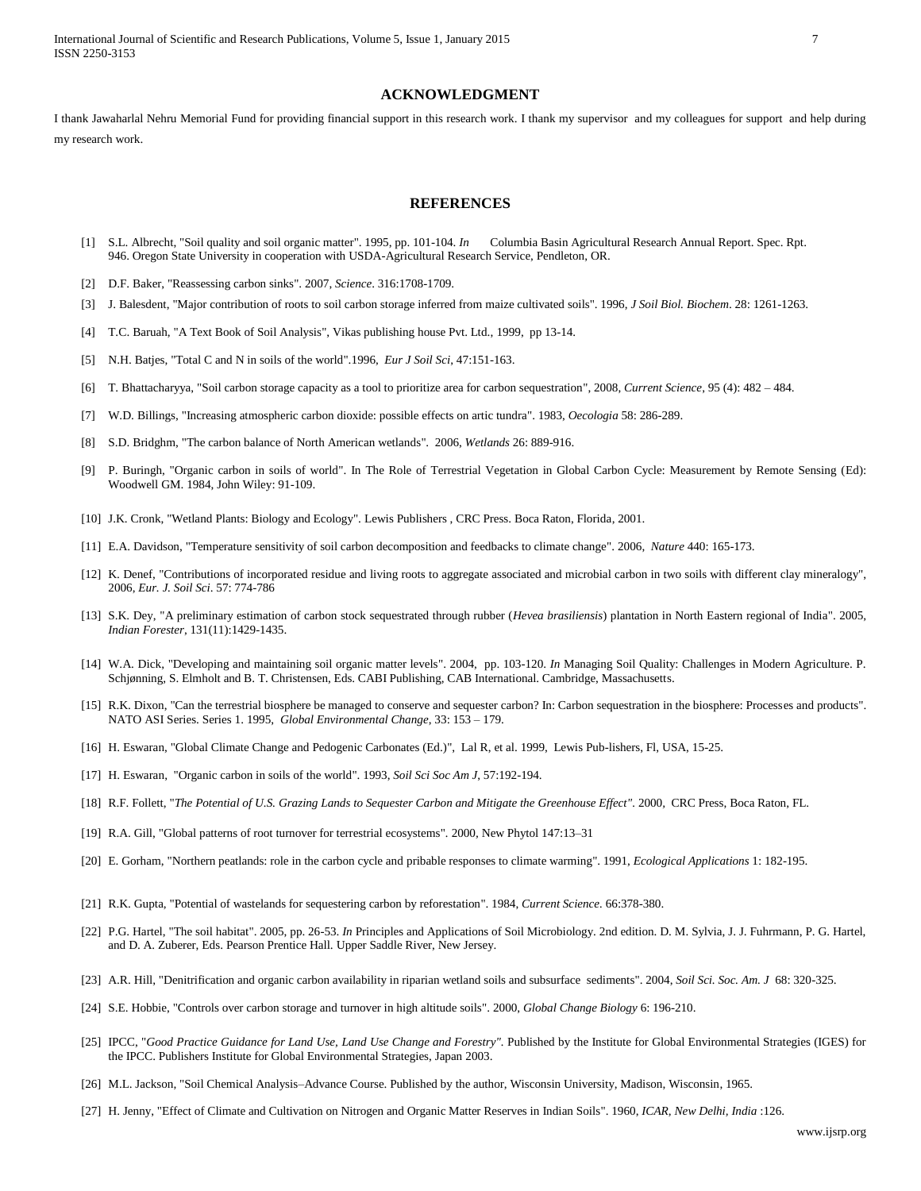## ACKNOWLEDGMENT

I thank Jawaharlal Nehru Memorial Fund for providing financial support in this research work. I thank my supervisor and my colleagues for support and help during my research work.

## REFERENCES

[1] S.L. Albrecht, "Soil quality and soil organic matter". 1995, pp. 101-104. *In* Columbia Basin Agricultural Research Annual Report. Spec. Rpt. 946. Oregon State University in cooperation with USDA-Agricultural Research Service, Pendleton, OR.

[2] D.F. Baker, "Reassessing carbon sinks". 2007, *Science*. 316:1708-1709.

[3] J. Balesdent, "Major contribution of roots to soil carbon storage inferred from maize cultivated soils". 1996, *J Soil Biol. Biochem*. 28: 1261-1263.

[4] T.C. Baruah, "A Text Book of Soil Analysis", Vikas publishing house Pvt. Ltd., 1999, pp 13-14.

[5] N.H. Batjes, "Total C and N in soils of the world".1996, *Eur J Soil Sci*, 47:151-163.

[6] T. Bhattacharyya, "Soil carbon storage capacity as a tool to prioritize area for carbon sequestration", 2008, *Current Science*, 95 (4): 482 – 484.

[7] W.D. Billings, "Increasing atmospheric carbon dioxide: possible effects on artic tundra". 1983, *Oecologia* 58: 286-289.

[8] S.D. Bridghm, "The carbon balance of North American wetlands". 2006, *Wetlands* 26: 889-916.

[9] P. Buringh, "Organic carbon in soils of world". In The Role of Terrestrial Vegetation in Global Carbon Cycle: Measurement by Remote Sensing (Ed): Woodwell GM. 1984, John Wiley: 91-109.

[10] J.K. Cronk, "Wetland Plants: Biology and Ecology". Lewis Publishers , CRC Press. Boca Raton, Florida, 2001.

[11] E.A. Davidson, "Temperature sensitivity of soil carbon decomposition and feedbacks to climate change". 2006, *Nature* 440: 165-173.

[12] K. Denef, "Contributions of incorporated residue and living roots to aggregate associated and microbial carbon in two soils with different clay mineralogy", 2006, *Eur. J. Soil Sci*. 57: 774-786

[13] S.K. Dey, "A preliminary estimation of carbon stock sequestrated through rubber (*Hevea brasiliensis*) plantation in North Eastern regional of India". 2005, *Indian Forester*, 131(11):1429-1435.

[14] W.A. Dick, "Developing and maintaining soil organic matter levels". 2004, pp. 103-120. *In* Managing Soil Quality: Challenges in Modern Agriculture. P. Schjønning, S. Elmholt and B. T. Christensen, Eds. CABI Publishing, CAB International. Cambridge, Massachusetts.

[15] R.K. Dixon, "Can the terrestrial biosphere be managed to conserve and sequester carbon? In: Carbon sequestration in the biosphere: Processes and products". NATO ASI Series. Series 1. 1995, *Global Environmental Change*, 33: 153 – 179.

[16] H. Eswaran, "Global Climate Change and Pedogenic Carbonates (Ed.)", Lal R, et al. 1999, Lewis Pub-lishers, Fl, USA, 15-25.

[17] H. Eswaran, "Organic carbon in soils of the world". 1993, *Soil Sci Soc Am J*, 57:192-194.

[18] R.F. Follett, "*The Potential of U.S. Grazing Lands to Sequester Carbon and Mitigate the Greenhouse Effect"*. 2000, CRC Press, Boca Raton, FL.

[19] R.A. Gill, "Global patterns of root turnover for terrestrial ecosystems". 2000, New Phytol 147:13–31

[20] E. Gorham, "Northern peatlands: role in the carbon cycle and pribable responses to climate warming". 1991, *Ecological Applications* 1: 182-195.

[21] R.K. Gupta, "Potential of wastelands for sequestering carbon by reforestation". 1984, *Current Science*. 66:378-380.

[22] P.G. Hartel, "The soil habitat". 2005, pp. 26-53. *In* Principles and Applications of Soil Microbiology. 2nd edition. D. M. Sylvia, J. J. Fuhrmann, P. G. Hartel, and D. A. Zuberer, Eds. Pearson Prentice Hall. Upper Saddle River, New Jersey.

[23] A.R. Hill, "Denitrification and organic carbon availability in riparian wetland soils and subsurface sediments". 2004, *Soil Sci. Soc. Am. J* 68: 320-325.

[24] S.E. Hobbie, "Controls over carbon storage and turnover in high altitude soils". 2000, *Global Change Biology* 6: 196-210.

[25] IPCC, "*Good Practice Guidance for Land Use, Land Use Change and Forestry"*. Published by the Institute for Global Environmental Strategies (IGES) for the IPCC. Publishers Institute for Global Environmental Strategies, Japan 2003.

[26] M.L. Jackson, "Soil Chemical Analysis–Advance Course. Published by the author, Wisconsin University, Madison, Wisconsin, 1965.

[27] H. Jenny, "Effect of Climate and Cultivation on Nitrogen and Organic Matter Reserves in Indian Soils". 1960, *ICAR, New Delhi, India* :126.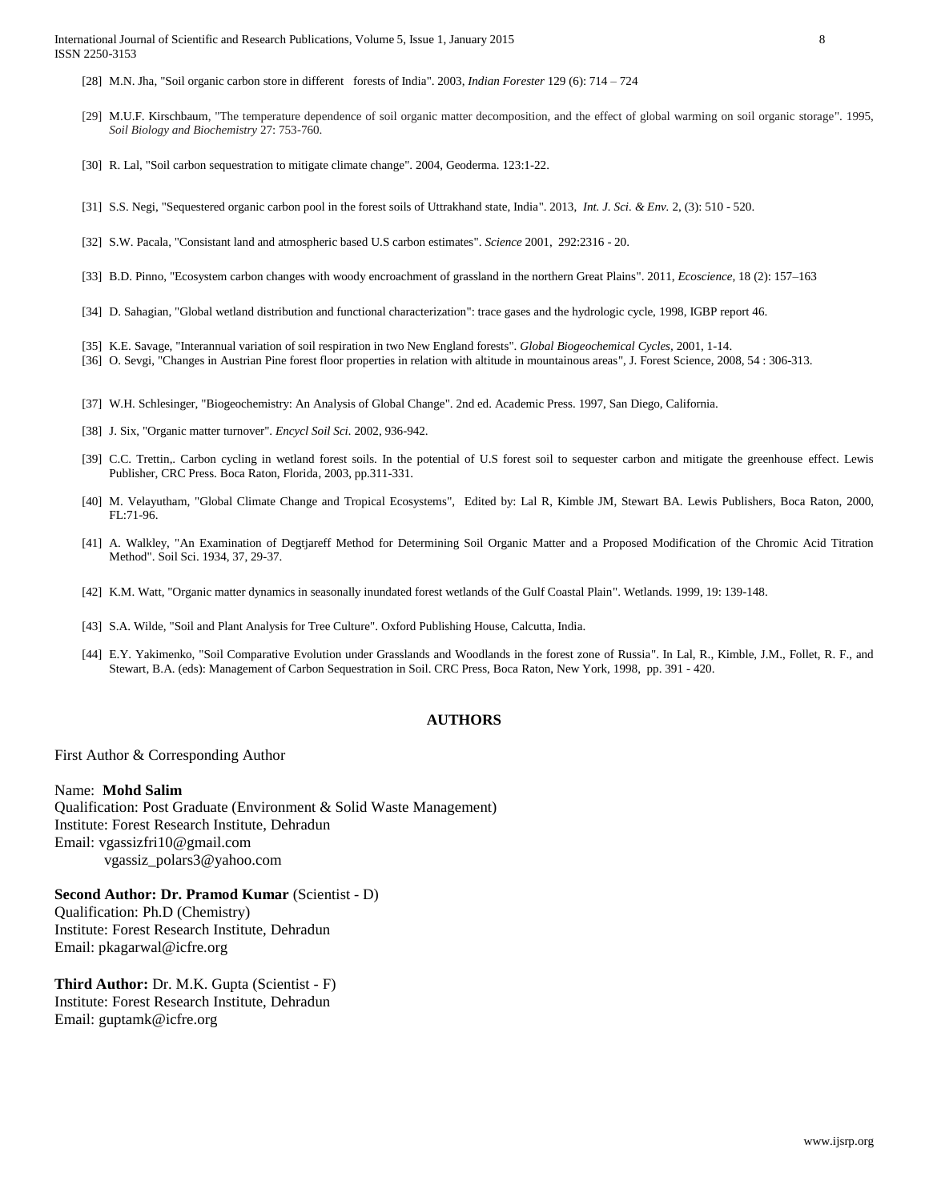[28] M.N. Jha, "Soil organic carbon store in different forests of India". 2003, *Indian Forester* 129 (6): 714 – 724

[29] M.U.F. Kirschbaum, "The temperature dependence of soil organic matter decomposition, and the effect of global warming on soil organic storage". 1995, *Soil Biology and Biochemistry* 27: 753-760.

[30] R. Lal, "Soil carbon sequestration to mitigate climate change". 2004, Geoderma. 123:1-22.

[31] S.S. Negi, "Sequestered organic carbon pool in the forest soils of Uttrakhand state, India". 2013, *Int. J. Sci. & Env.* 2, (3): 510 - 520.

[32] S.W. Pacala, "Consistant land and atmospheric based U.S carbon estimates". *Science* 2001, 292:2316 - 20.

[33] B.D. Pinno, "Ecosystem carbon changes with woody encroachment of grassland in the northern Great Plains". 2011, *Ecoscience*, 18 (2): 157–163

[34] D. Sahagian, "Global wetland distribution and functional characterization": trace gases and the hydrologic cycle, 1998, IGBP report 46.

[35] K.E. Savage, "Interannual variation of soil respiration in two New England forests". *Global Biogeochemical Cycles*, 2001, 1-14.

[36] O. Sevgi, "Changes in Austrian Pine forest floor properties in relation with altitude in mountainous areas", J. Forest Science, 2008, 54 : 306-313.

[37] W.H. Schlesinger, "Biogeochemistry: An Analysis of Global Change". 2nd ed. Academic Press. 1997, San Diego, California.

[38] J. Six, "Organic matter turnover". *Encycl Soil Sci.* 2002, 936-942.

[39] C.C. Trettin,. Carbon cycling in wetland forest soils. In the potential of U.S forest soil to sequester carbon and mitigate the greenhouse effect. Lewis Publisher, CRC Press. Boca Raton, Florida, 2003, pp.311-331.

[40] M. Velayutham, "Global Climate Change and Tropical Ecosystems", Edited by: Lal R, Kimble JM, Stewart BA. Lewis Publishers, Boca Raton, 2000, FL:71-96.

[41] A. Walkley, "An Examination of Degtjareff Method for Determining Soil Organic Matter and a Proposed Modification of the Chromic Acid Titration Method". Soil Sci. 1934, 37, 29-37.

[42] K.M. Watt, "Organic matter dynamics in seasonally inundated forest wetlands of the Gulf Coastal Plain". Wetlands. 1999, 19: 139-148.

[43] S.A. Wilde, "Soil and Plant Analysis for Tree Culture". Oxford Publishing House, Calcutta, India.

[44] E.Y. Yakimenko, "Soil Comparative Evolution under Grasslands and Woodlands in the forest zone of Russia". In Lal, R., Kimble, J.M., Follet, R. F., and Stewart, B.A. (eds): Management of Carbon Sequestration in Soil. CRC Press, Boca Raton, New York, 1998, pp. 391 - 420.

## AUTHORS

First Author & Corresponding Author

Name: **Mohd Salim**
Qualification: Post Graduate (Environment & Solid Waste Management)
Institute: Forest Research Institute, Dehradun
Email: vgassizfri10@gmail.com
vgassiz_polars3@yahoo.com

**Second Author: Dr. Pramod Kumar** (Scientist - D)
Qualification: Ph.D (Chemistry)
Institute: Forest Research Institute, Dehradun
Email: pkagarwal@icfre.org

**Third Author:** Dr. M.K. Gupta (Scientist - F)
Institute: Forest Research Institute, Dehradun
Email: guptamk@icfre.org